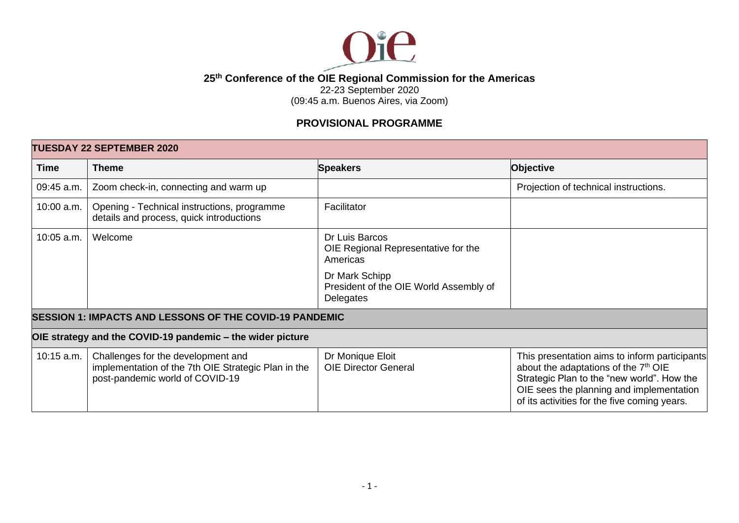# 25th Conference of the OIE Regional Commission for the Americas

22-23 September 2020
(09:45 a.m. Buenos Aires, via Zoom)

## PROVISIONAL PROGRAMME

| **TUESDAY 22 SEPTEMBER 2020** | | | |
|---|---|---|---|
| **Time** | **Theme** | **Speakers** | **Objective** |
| 09:45 a.m. | Zoom check-in, connecting and warm up | | Projection of technical instructions. |
| 10:00 a.m. | Opening - Technical instructions, programme details and process, quick introductions | Facilitator | |
| 10:05 a.m. | Welcome | Dr Luis Barcos<br>OIE Regional Representative for the Americas<br><br>Dr Mark Schipp<br>President of the OIE World Assembly of Delegates | |
| **SESSION 1: IMPACTS AND LESSONS OF THE COVID-19 PANDEMIC** | | | |
| **OIE strategy and the COVID-19 pandemic – the wider picture** | | | |
| 10:15 a.m. | Challenges for the development and implementation of the 7th OIE Strategic Plan in the post-pandemic world of COVID-19 | Dr Monique Eloit<br>OIE Director General | This presentation aims to inform participants about the adaptations of the 7th OIE Strategic Plan to the "new world". How the OIE sees the planning and implementation of its activities for the five coming years. |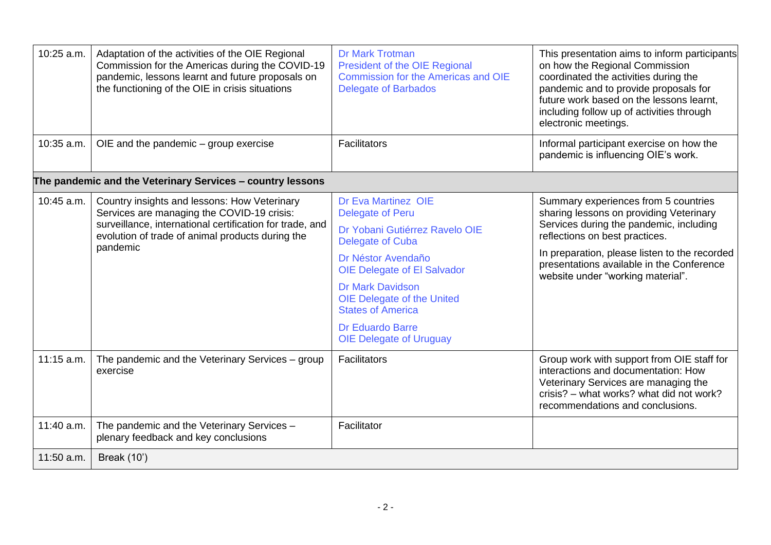| | | | |
|---|---|---|---|
| 10:25 a.m. | Adaptation of the activities of the OIE Regional Commission for the Americas during the COVID-19 pandemic, lessons learnt and future proposals on the functioning of the OIE in crisis situations | Dr Mark Trotman<br>President of the OIE Regional Commission for the Americas and OIE Delegate of Barbados | This presentation aims to inform participants on how the Regional Commission coordinated the activities during the pandemic and to provide proposals for future work based on the lessons learnt, including follow up of activities through electronic meetings. |
| 10:35 a.m. | OIE and the pandemic – group exercise | Facilitators | Informal participant exercise on how the pandemic is influencing OIE's work. |
| **The pandemic and the Veterinary Services – country lessons** | | | |
| 10:45 a.m. | Country insights and lessons: How Veterinary Services are managing the COVID-19 crisis: surveillance, international certification for trade, and evolution of trade of animal products during the pandemic | Dr Eva Martinez OIE Delegate of Peru<br>Dr Yobani Gutiérrez Ravelo OIE Delegate of Cuba<br>Dr Néstor Avendaño OIE Delegate of El Salvador<br>Dr Mark Davidson OIE Delegate of the United States of America<br>Dr Eduardo Barre OIE Delegate of Uruguay | Summary experiences from 5 countries sharing lessons on providing Veterinary Services during the pandemic, including reflections on best practices.<br>In preparation, please listen to the recorded presentations available in the Conference website under "working material". |
| 11:15 a.m. | The pandemic and the Veterinary Services – group exercise | Facilitators | Group work with support from OIE staff for interactions and documentation: How Veterinary Services are managing the crisis? – what works? what did not work? recommendations and conclusions. |
| 11:40 a.m. | The pandemic and the Veterinary Services – plenary feedback and key conclusions | Facilitator | |
| 11:50 a.m. | Break (10') | | |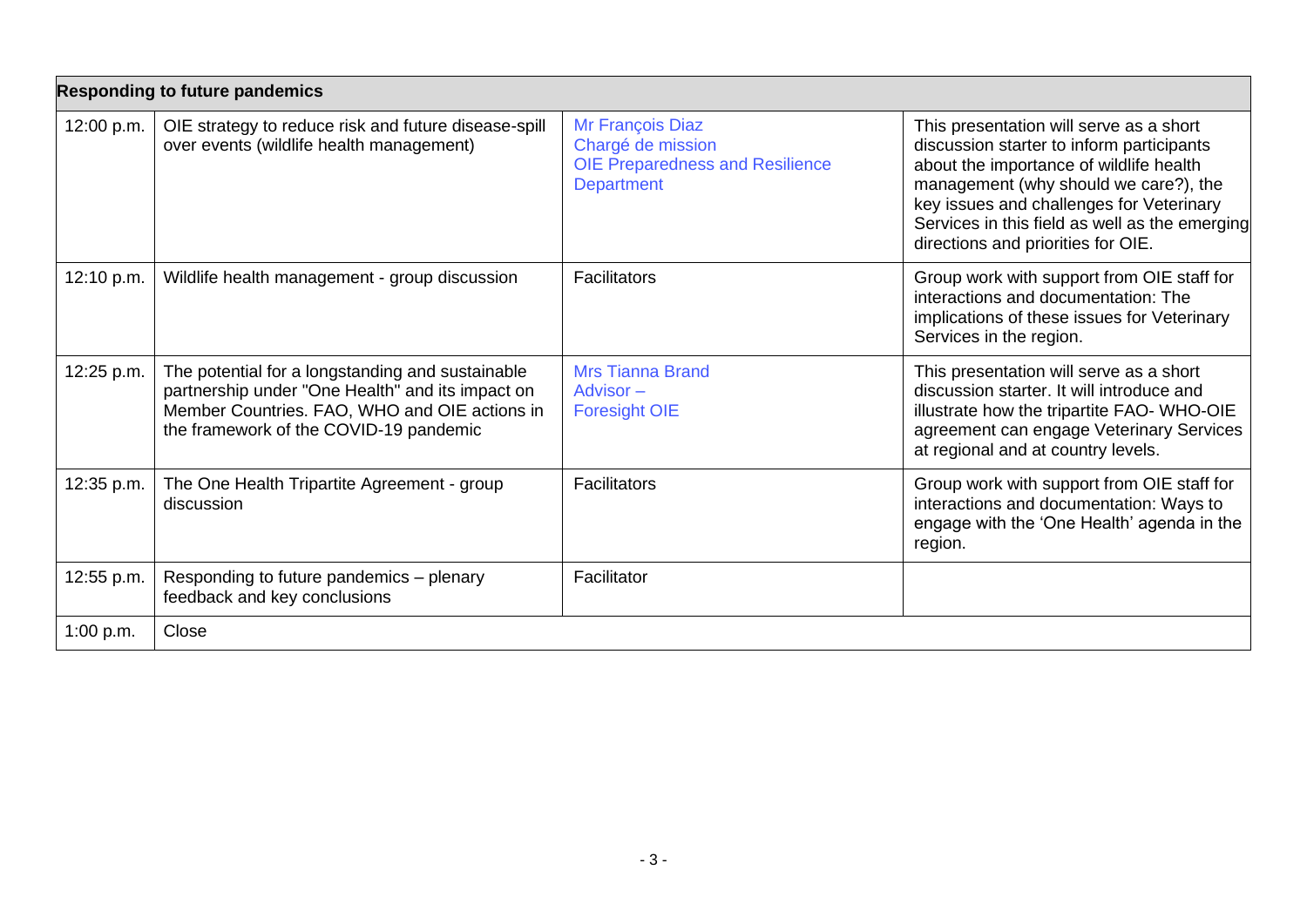| **Responding to future pandemics** | | | |
|---|---|---|---|
| 12:00 p.m. | OIE strategy to reduce risk and future disease-spill over events (wildlife health management) | Mr François Diaz<br>Chargé de mission<br>OIE Preparedness and Resilience Department | This presentation will serve as a short discussion starter to inform participants about the importance of wildlife health management (why should we care?), the key issues and challenges for Veterinary Services in this field as well as the emerging directions and priorities for OIE. |
| 12:10 p.m. | Wildlife health management - group discussion | Facilitators | Group work with support from OIE staff for interactions and documentation: The implications of these issues for Veterinary Services in the region. |
| 12:25 p.m. | The potential for a longstanding and sustainable partnership under "One Health" and its impact on Member Countries. FAO, WHO and OIE actions in the framework of the COVID-19 pandemic | Mrs Tianna Brand<br>Advisor –<br>Foresight OIE | This presentation will serve as a short discussion starter. It will introduce and illustrate how the tripartite FAO- WHO-OIE agreement can engage Veterinary Services at regional and at country levels. |
| 12:35 p.m. | The One Health Tripartite Agreement - group discussion | Facilitators | Group work with support from OIE staff for interactions and documentation: Ways to engage with the 'One Health' agenda in the region. |
| 12:55 p.m. | Responding to future pandemics – plenary feedback and key conclusions | Facilitator | |
| 1:00 p.m. | Close | | |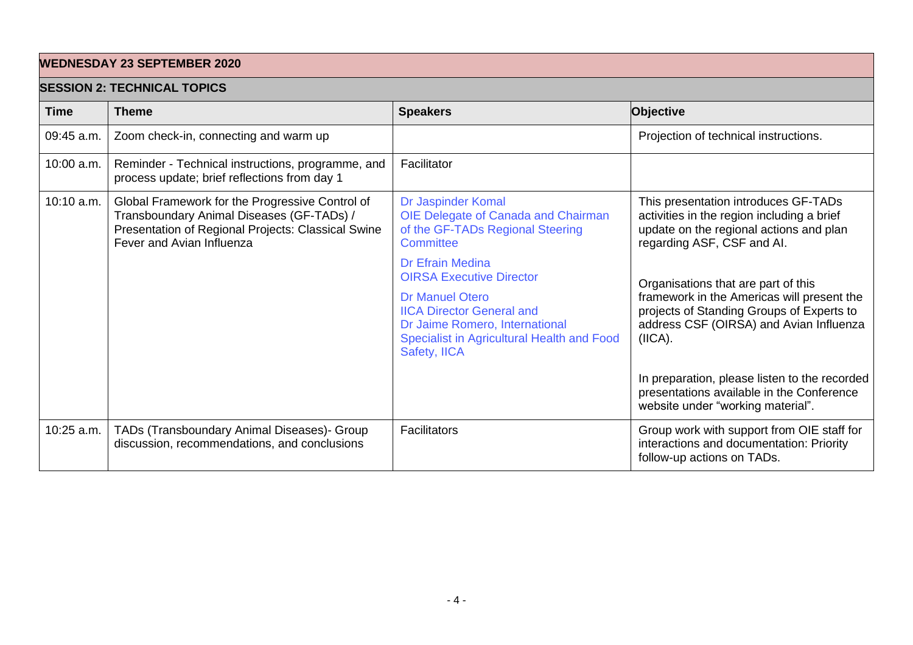| WEDNESDAY 23 SEPTEMBER 2020 | | | |
|---|---|---|---|
| **SESSION 2: TECHNICAL TOPICS** | | | |
| **Time** | **Theme** | **Speakers** | **Objective** |
| 09:45 a.m. | Zoom check-in, connecting and warm up | | Projection of technical instructions. |
| 10:00 a.m. | Reminder - Technical instructions, programme, and process update; brief reflections from day 1 | Facilitator | |
| 10:10 a.m. | Global Framework for the Progressive Control of Transboundary Animal Diseases (GF-TADs) / Presentation of Regional Projects: Classical Swine Fever and Avian Influenza | Dr Jaspinder Komal<br>OIE Delegate of Canada and Chairman of the GF-TADs Regional Steering Committee<br><br>Dr Efrain Medina<br>OIRSA Executive Director<br><br>Dr Manuel Otero<br>IICA Director General and<br>Dr Jaime Romero, International Specialist in Agricultural Health and Food Safety, IICA | This presentation introduces GF-TADs activities in the region including a brief update on the regional actions and plan regarding ASF, CSF and AI.<br><br>Organisations that are part of this framework in the Americas will present the projects of Standing Groups of Experts to address CSF (OIRSA) and Avian Influenza (IICA).<br><br>In preparation, please listen to the recorded presentations available in the Conference website under "working material". |
| 10:25 a.m. | TADs (Transboundary Animal Diseases)- Group discussion, recommendations, and conclusions | Facilitators | Group work with support from OIE staff for interactions and documentation: Priority follow-up actions on TADs. |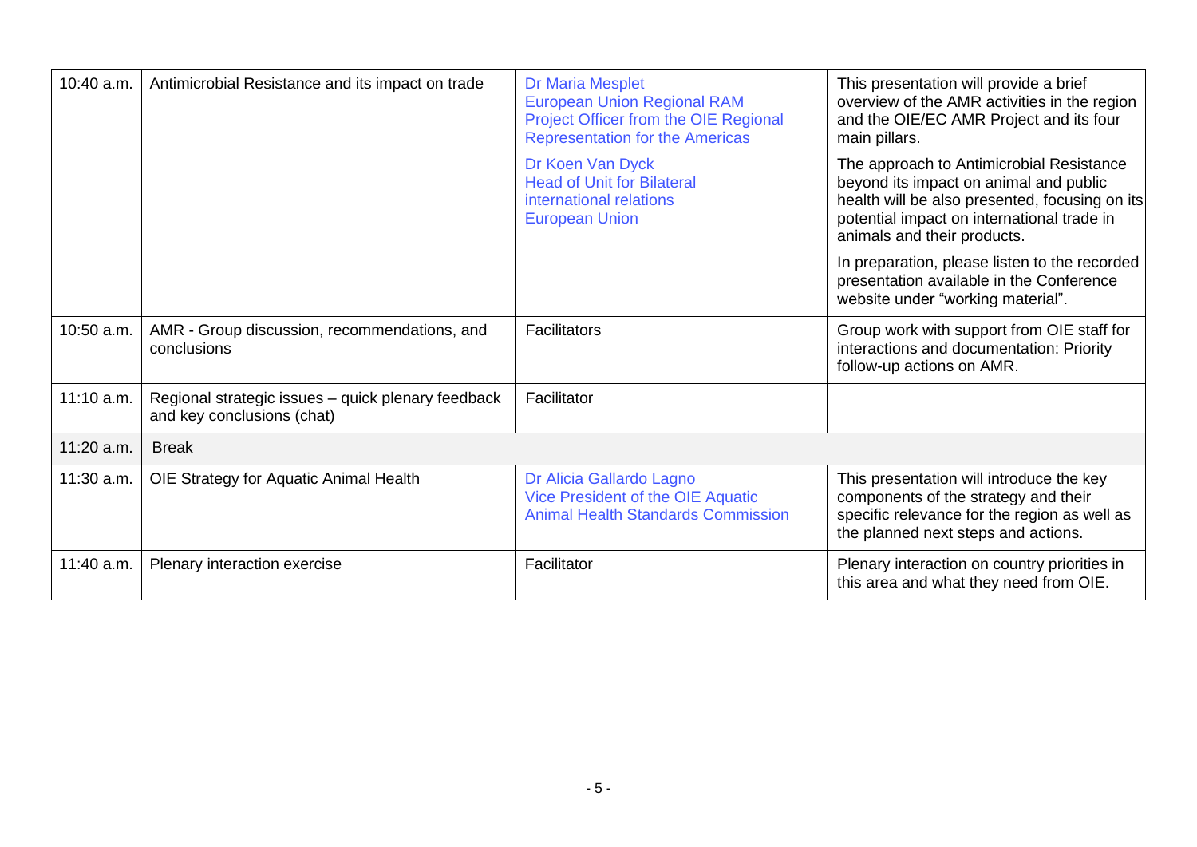| | | | |
|---|---|---|---|
| 10:40 a.m. | Antimicrobial Resistance and its impact on trade | Dr Maria Mesplet<br>European Union Regional RAM Project Officer from the OIE Regional Representation for the Americas<br><br>Dr Koen Van Dyck<br>Head of Unit for Bilateral international relations<br>European Union | This presentation will provide a brief overview of the AMR activities in the region and the OIE/EC AMR Project and its four main pillars.<br><br>The approach to Antimicrobial Resistance beyond its impact on animal and public health will be also presented, focusing on its potential impact on international trade in animals and their products.<br><br>In preparation, please listen to the recorded presentation available in the Conference website under "working material". |
| 10:50 a.m. | AMR - Group discussion, recommendations, and conclusions | Facilitators | Group work with support from OIE staff for interactions and documentation: Priority follow-up actions on AMR. |
| 11:10 a.m. | Regional strategic issues – quick plenary feedback and key conclusions (chat) | Facilitator | |
| 11:20 a.m. | Break | | |
| 11:30 a.m. | OIE Strategy for Aquatic Animal Health | Dr Alicia Gallardo Lagno<br>Vice President of the OIE Aquatic Animal Health Standards Commission | This presentation will introduce the key components of the strategy and their specific relevance for the region as well as the planned next steps and actions. |
| 11:40 a.m. | Plenary interaction exercise | Facilitator | Plenary interaction on country priorities in this area and what they need from OIE. |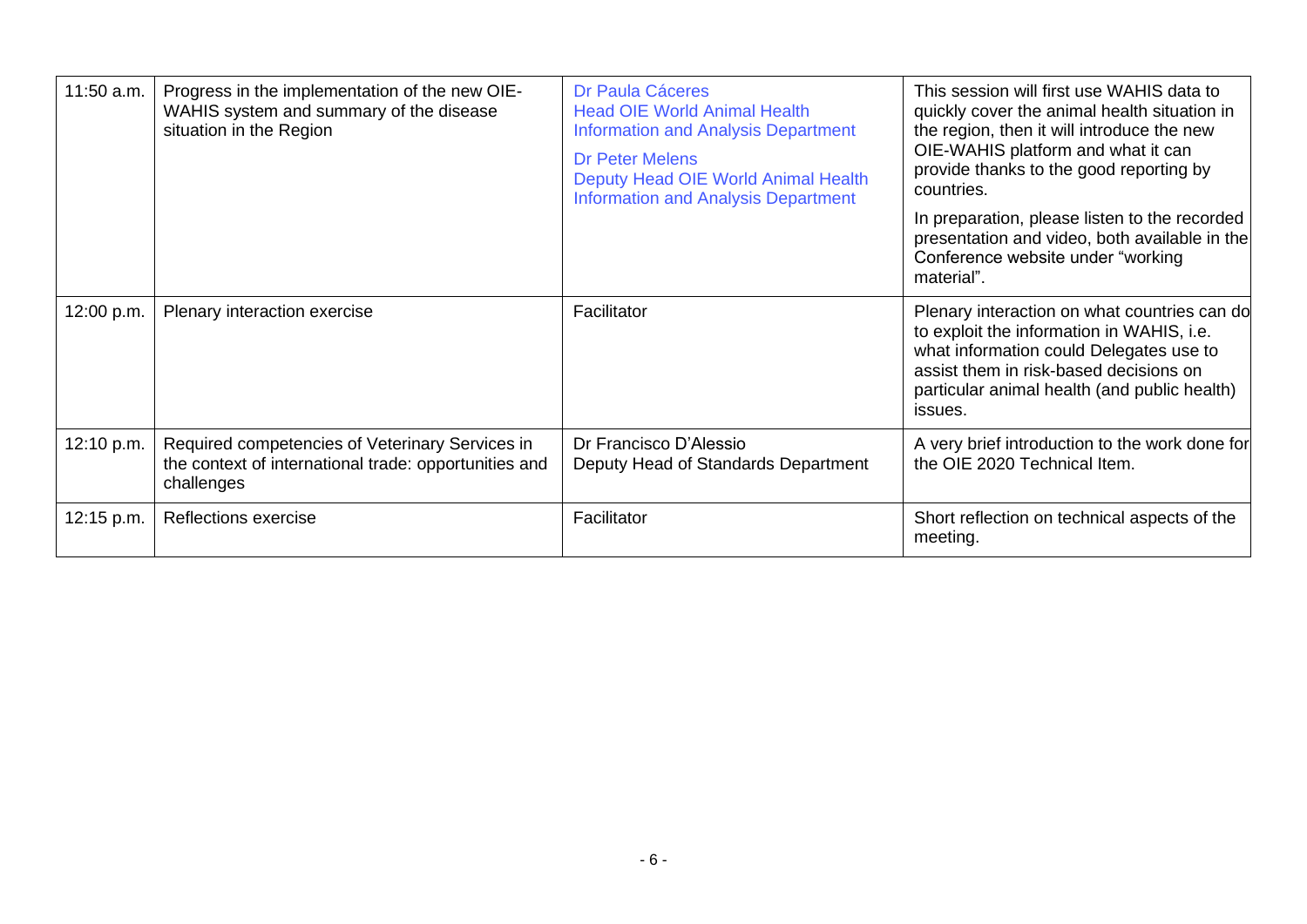| 11:50 a.m. | Progress in the implementation of the new OIE-WAHIS system and summary of the disease situation in the Region | Dr Paula Cáceres<br>Head OIE World Animal Health Information and Analysis Department<br>Dr Peter Melens<br>Deputy Head OIE World Animal Health Information and Analysis Department | This session will first use WAHIS data to quickly cover the animal health situation in the region, then it will introduce the new OIE-WAHIS platform and what it can provide thanks to the good reporting by countries.<br>In preparation, please listen to the recorded presentation and video, both available in the Conference website under "working material". |
|---|---|---|---|
| 12:00 p.m. | Plenary interaction exercise | Facilitator | Plenary interaction on what countries can do to exploit the information in WAHIS, i.e. what information could Delegates use to assist them in risk-based decisions on particular animal health (and public health) issues. |
| 12:10 p.m. | Required competencies of Veterinary Services in the context of international trade: opportunities and challenges | Dr Francisco D'Alessio<br>Deputy Head of Standards Department | A very brief introduction to the work done for the OIE 2020 Technical Item. |
| 12:15 p.m. | Reflections exercise | Facilitator | Short reflection on technical aspects of the meeting. |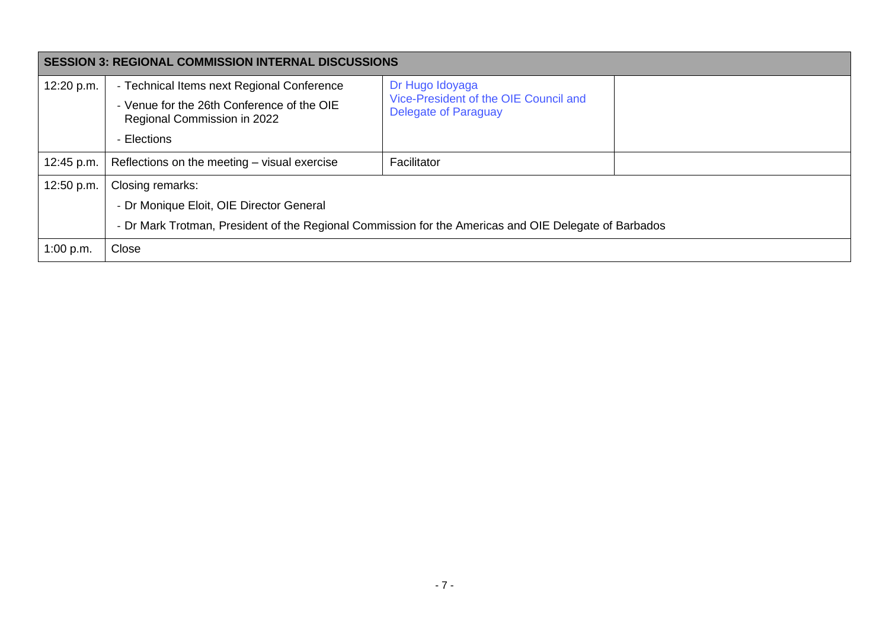| SESSION 3: REGIONAL COMMISSION INTERNAL DISCUSSIONS | | | |
|---|---|---|---|
| 12:20 p.m. | - Technical Items next Regional Conference<br>- Venue for the 26th Conference of the OIE Regional Commission in 2022<br>- Elections | Dr Hugo Idoyaga<br>Vice-President of the OIE Council and Delegate of Paraguay | |
| 12:45 p.m. | Reflections on the meeting – visual exercise | Facilitator | |
| 12:50 p.m. | Closing remarks:<br>- Dr Monique Eloit, OIE Director General<br>- Dr Mark Trotman, President of the Regional Commission for the Americas and OIE Delegate of Barbados | | |
| 1:00 p.m. | Close | | |